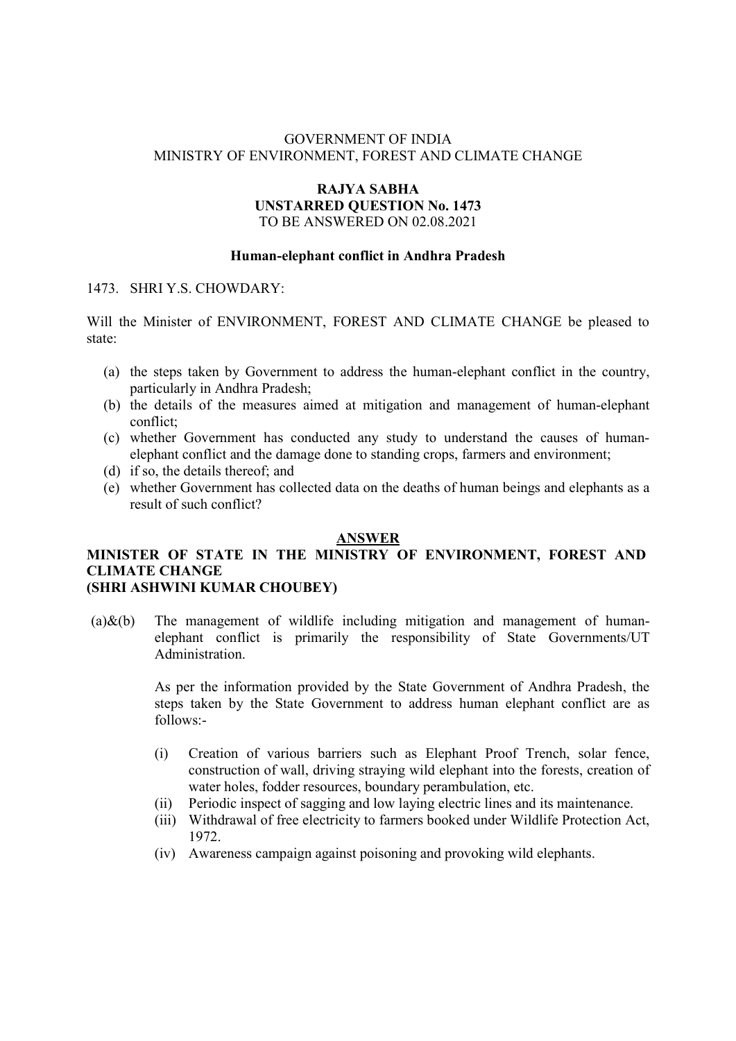GOVERNMENT OF INDIA
MINISTRY OF ENVIRONMENT, FOREST AND CLIMATE CHANGE

**RAJYA SABHA**
**UNSTARRED QUESTION No. 1473**
TO BE ANSWERED ON 02.08.2021

**Human-elephant conflict in Andhra Pradesh**

1473. SHRI Y.S. CHOWDARY:

Will the Minister of ENVIRONMENT, FOREST AND CLIMATE CHANGE be pleased to state:

(a) the steps taken by Government to address the human-elephant conflict in the country, particularly in Andhra Pradesh;
(b) the details of the measures aimed at mitigation and management of human-elephant conflict;
(c) whether Government has conducted any study to understand the causes of human-elephant conflict and the damage done to standing crops, farmers and environment;
(d) if so, the details thereof; and
(e) whether Government has collected data on the deaths of human beings and elephants as a result of such conflict?

**ANSWER**

**MINISTER OF STATE IN THE MINISTRY OF ENVIRONMENT, FOREST AND CLIMATE CHANGE**
**(SHRI ASHWINI KUMAR CHOUBEY)**

(a)&(b) The management of wildlife including mitigation and management of human-elephant conflict is primarily the responsibility of State Governments/UT Administration.

As per the information provided by the State Government of Andhra Pradesh, the steps taken by the State Government to address human elephant conflict are as follows:-

(i) Creation of various barriers such as Elephant Proof Trench, solar fence, construction of wall, driving straying wild elephant into the forests, creation of water holes, fodder resources, boundary perambulation, etc.
(ii) Periodic inspect of sagging and low laying electric lines and its maintenance.
(iii) Withdrawal of free electricity to farmers booked under Wildlife Protection Act, 1972.
(iv) Awareness campaign against poisoning and provoking wild elephants.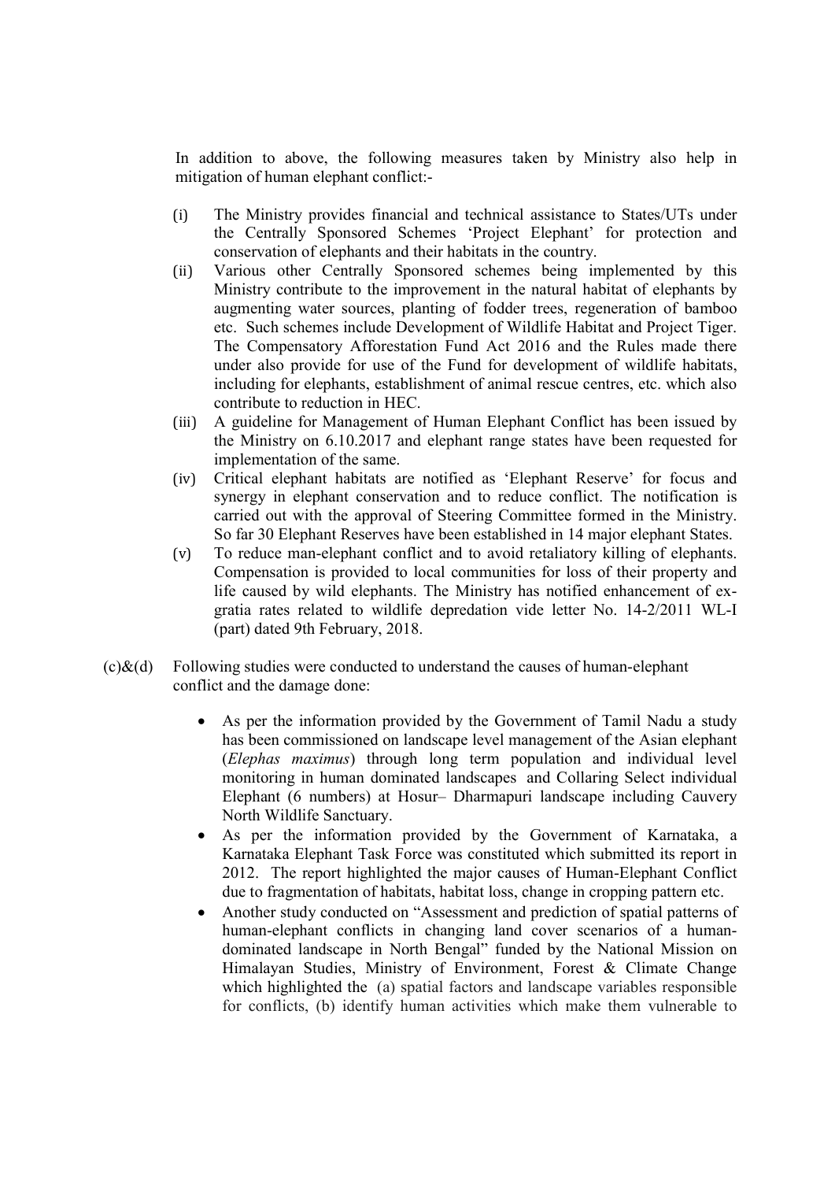In addition to above, the following measures taken by Ministry also help in mitigation of human elephant conflict:-

(i) The Ministry provides financial and technical assistance to States/UTs under the Centrally Sponsored Schemes 'Project Elephant' for protection and conservation of elephants and their habitats in the country.

(ii) Various other Centrally Sponsored schemes being implemented by this Ministry contribute to the improvement in the natural habitat of elephants by augmenting water sources, planting of fodder trees, regeneration of bamboo etc. Such schemes include Development of Wildlife Habitat and Project Tiger. The Compensatory Afforestation Fund Act 2016 and the Rules made there under also provide for use of the Fund for development of wildlife habitats, including for elephants, establishment of animal rescue centres, etc. which also contribute to reduction in HEC.

(iii) A guideline for Management of Human Elephant Conflict has been issued by the Ministry on 6.10.2017 and elephant range states have been requested for implementation of the same.

(iv) Critical elephant habitats are notified as 'Elephant Reserve' for focus and synergy in elephant conservation and to reduce conflict. The notification is carried out with the approval of Steering Committee formed in the Ministry. So far 30 Elephant Reserves have been established in 14 major elephant States.

(v) To reduce man-elephant conflict and to avoid retaliatory killing of elephants. Compensation is provided to local communities for loss of their property and life caused by wild elephants. The Ministry has notified enhancement of ex-gratia rates related to wildlife depredation vide letter No. 14-2/2011 WL-I (part) dated 9th February, 2018.

(c)&(d) Following studies were conducted to understand the causes of human-elephant conflict and the damage done:

- As per the information provided by the Government of Tamil Nadu a study has been commissioned on landscape level management of the Asian elephant (*Elephas maximus*) through long term population and individual level monitoring in human dominated landscapes and Collaring Select individual Elephant (6 numbers) at Hosur– Dharmapuri landscape including Cauvery North Wildlife Sanctuary.
- As per the information provided by the Government of Karnataka, a Karnataka Elephant Task Force was constituted which submitted its report in 2012. The report highlighted the major causes of Human-Elephant Conflict due to fragmentation of habitats, habitat loss, change in cropping pattern etc.
- Another study conducted on "Assessment and prediction of spatial patterns of human-elephant conflicts in changing land cover scenarios of a human-dominated landscape in North Bengal" funded by the National Mission on Himalayan Studies, Ministry of Environment, Forest & Climate Change which highlighted the (a) spatial factors and landscape variables responsible for conflicts, (b) identify human activities which make them vulnerable to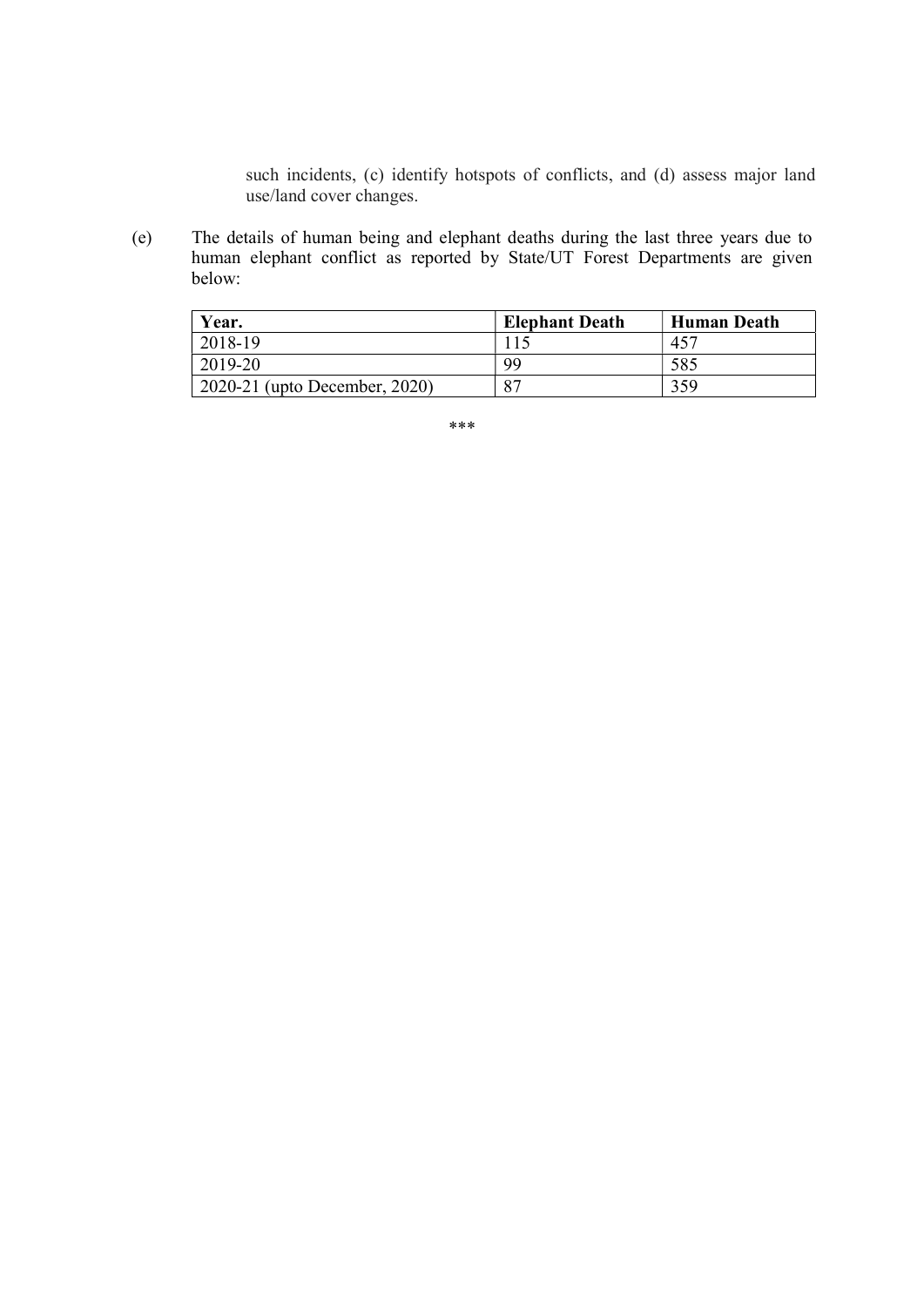such incidents, (c) identify hotspots of conflicts, and (d) assess major land use/land cover changes.

(e) The details of human being and elephant deaths during the last three years due to human elephant conflict as reported by State/UT Forest Departments are given below:

| **Year.** | **Elephant Death** | **Human Death** |
|---|---|---|
| 2018-19 | 115 | 457 |
| 2019-20 | 99 | 585 |
| 2020-21 (upto December, 2020) | 87 | 359 |

***